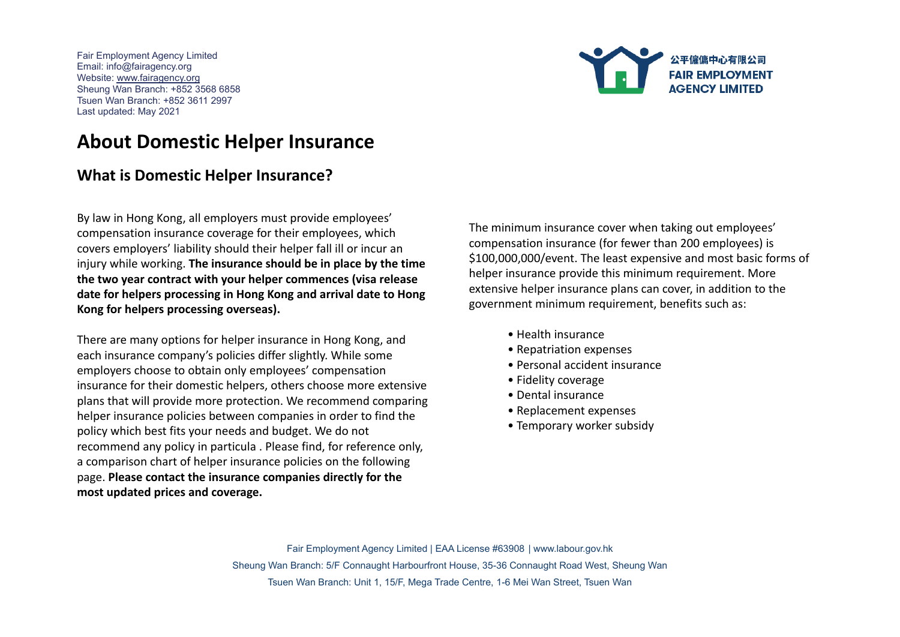Fair Employment Agency Limited
Email: info@fairagency.org
Website: www.fairagency.org
Sheung Wan Branch: +852 3568 6858
Tsuen Wan Branch: +852 3611 2997
Last updated: May 2021

公平僱傭中心有限公司
FAIR EMPLOYMENT AGENCY LIMITED

# About Domestic Helper Insurance

## What is Domestic Helper Insurance?

By law in Hong Kong, all employers must provide employees' compensation insurance coverage for their employees, which covers employers' liability should their helper fall ill or incur an injury while working. **The insurance should be in place by the time the two year contract with your helper commences (visa release date for helpers processing in Hong Kong and arrival date to Hong Kong for helpers processing overseas).**

There are many options for helper insurance in Hong Kong, and each insurance company's policies differ slightly. While some employers choose to obtain only employees' compensation insurance for their domestic helpers, others choose more extensive plans that will provide more protection. We recommend comparing helper insurance policies between companies in order to find the policy which best fits your needs and budget. We do not recommend any policy in particula . Please find, for reference only, a comparison chart of helper insurance policies on the following page. **Please contact the insurance companies directly for the most updated prices and coverage.**

The minimum insurance cover when taking out employees' compensation insurance (for fewer than 200 employees) is $100,000,000/event. The least expensive and most basic forms of helper insurance provide this minimum requirement. More extensive helper insurance plans can cover, in addition to the government minimum requirement, benefits such as:

- Health insurance
- Repatriation expenses
- Personal accident insurance
- Fidelity coverage
- Dental insurance
- Replacement expenses
- Temporary worker subsidy

Fair Employment Agency Limited | EAA License #63908 | www.labour.gov.hk
Sheung Wan Branch: 5/F Connaught Harbourfront House, 35-36 Connaught Road West, Sheung Wan
Tsuen Wan Branch: Unit 1, 15/F, Mega Trade Centre, 1-6 Mei Wan Street, Tsuen Wan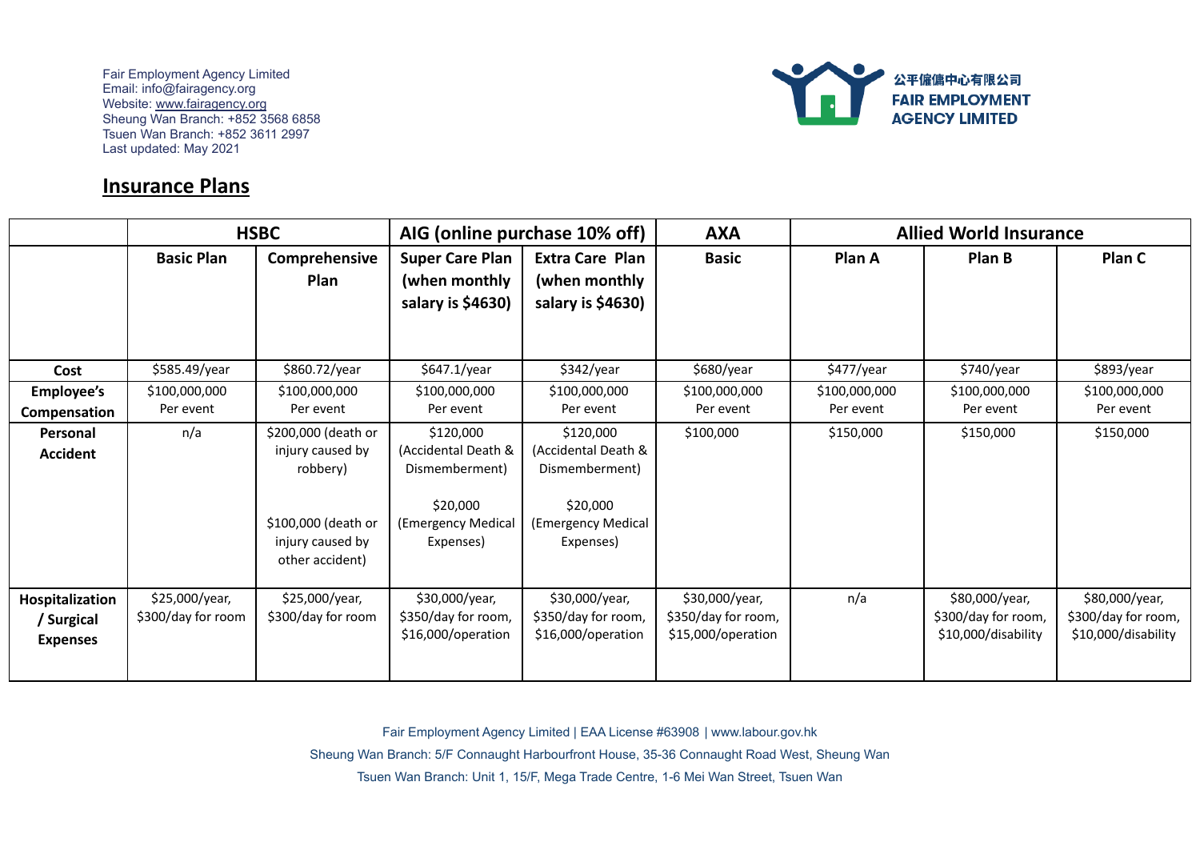Fair Employment Agency Limited
Email: info@fairagency.org
Website: www.fairagency.org
Sheung Wan Branch: +852 3568 6858
Tsuen Wan Branch: +852 3611 2997
Last updated: May 2021

公平傭僑中心有限公司
FAIR EMPLOYMENT AGENCY LIMITED

## Insurance Plans

| | HSBC | | AIG (online purchase 10% off) | | AXA | Allied World Insurance | | |
|---|---|---|---|---|---|---|---|---|
| | **Basic Plan** | **Comprehensive Plan** | **Super Care Plan (when monthly salary is $4630)** | **Extra Care Plan (when monthly salary is $4630)** | **Basic** | **Plan A** | **Plan B** | **Plan C** |
| **Cost** | $585.49/year | $860.72/year | $647.1/year | $342/year | $680/year | $477/year | $740/year | $893/year |
| **Employee's Compensation** | $100,000,000 Per event | $100,000,000 Per event | $100,000,000 Per event | $100,000,000 Per event | $100,000,000 Per event | $100,000,000 Per event | $100,000,000 Per event | $100,000,000 Per event |
| **Personal Accident** | n/a | $200,000 (death or injury caused by robbery)<br><br>$100,000 (death or injury caused by other accident) | $120,000 (Accidental Death & Dismemberment)<br><br>$20,000 (Emergency Medical Expenses) | $120,000 (Accidental Death & Dismemberment)<br><br>$20,000 (Emergency Medical Expenses) | $100,000 | $150,000 | $150,000 | $150,000 |
| **Hospitalization / Surgical Expenses** | $25,000/year, $300/day for room | $25,000/year, $300/day for room | $30,000/year, $350/day for room, $16,000/operation | $30,000/year, $350/day for room, $16,000/operation | $30,000/year, $350/day for room, $15,000/operation | n/a | $80,000/year, $300/day for room, $10,000/disability | $80,000/year, $300/day for room, $10,000/disability |

Fair Employment Agency Limited | EAA License #63908 | www.labour.gov.hk
Sheung Wan Branch: 5/F Connaught Harbourfront House, 35-36 Connaught Road West, Sheung Wan
Tsuen Wan Branch: Unit 1, 15/F, Mega Trade Centre, 1-6 Mei Wan Street, Tsuen Wan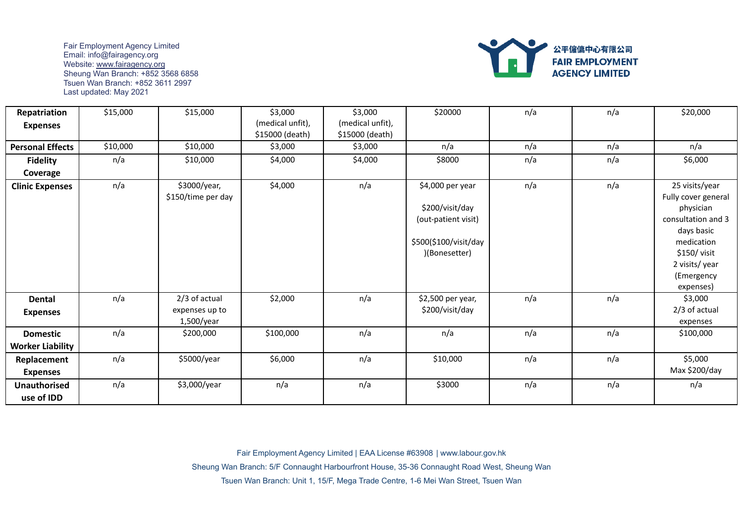| | | | | | | | | |
|---|---|---|---|---|---|---|---|---|
| **Repatriation Expenses** | $15,000 | $15,000 | $3,000 (medical unfit), $15000 (death) | $3,000 (medical unfit), $15000 (death) | $20000 | n/a | n/a | $20,000 |
| **Personal Effects** | $10,000 | $10,000 | $3,000 | $3,000 | n/a | n/a | n/a | n/a |
| **Fidelity Coverage** | n/a | $10,000 | $4,000 | $4,000 | $8000 | n/a | n/a | $6,000 |
| **Clinic Expenses** | n/a | $3000/year, $150/time per day | $4,000 | n/a | $4,000 per year<br><br>$200/visit/day (out-patient visit)<br><br>$500($100/visit/day)(Bonesetter) | n/a | n/a | 25 visits/year Fully cover general physician consultation and 3 days basic medication<br>$150/ visit<br>2 visits/ year (Emergency expenses) |
| **Dental Expenses** | n/a | 2/3 of actual expenses up to 1,500/year | $2,000 | n/a | $2,500 per year, $200/visit/day | n/a | n/a | $3,000<br>2/3 of actual expenses |
| **Domestic Worker Liability** | n/a | $200,000 | $100,000 | n/a | n/a | n/a | n/a | $100,000 |
| **Replacement Expenses** | n/a | $5000/year | $6,000 | n/a | $10,000 | n/a | n/a | $5,000<br>Max $200/day |
| **Unauthorised use of IDD** | n/a | $3,000/year | n/a | n/a | $3000 | n/a | n/a | n/a |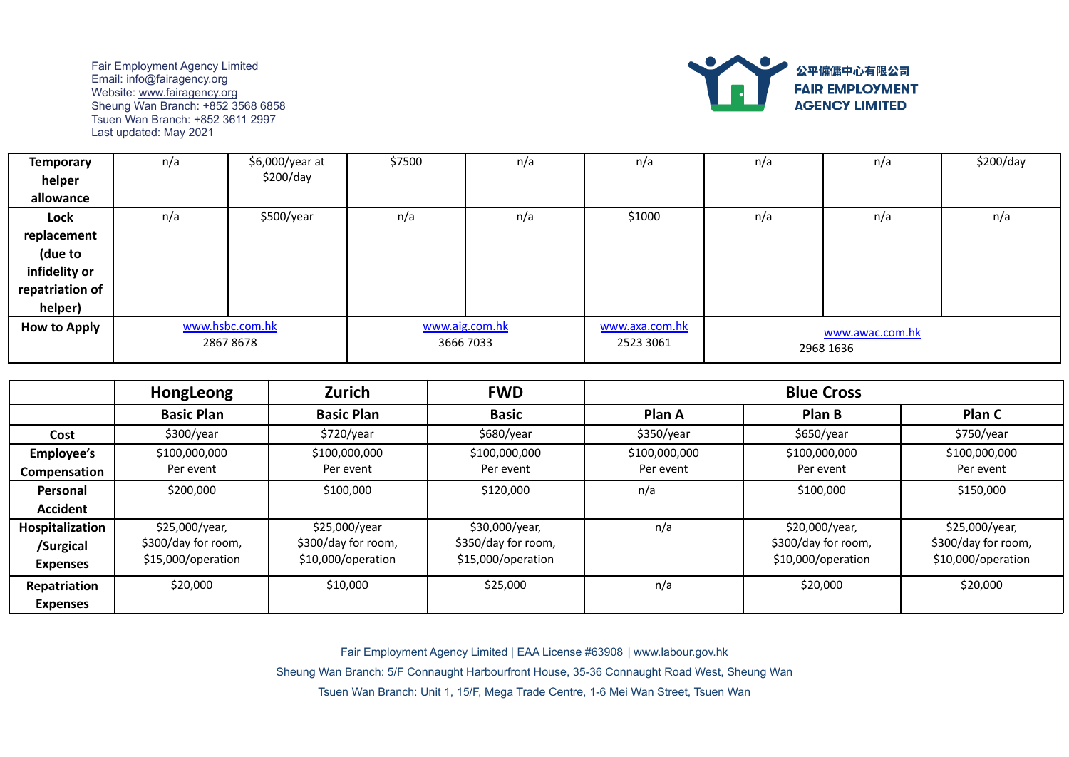| | | | | | | | | |
|---|---|---|---|---|---|---|---|---|
| **Temporary helper allowance** | n/a | $6,000/year at $200/day | $7500 | n/a | n/a | n/a | n/a | $200/day |
| **Lock replacement (due to infidelity or repatriation of helper)** | n/a | $500/year | n/a | n/a | $1000 | n/a | n/a | n/a |
| **How to Apply** | www.hsbc.com.hk 2867 8678 | | www.aig.com.hk 3666 7033 | | www.axa.com.hk 2523 3061 | www.awac.com.hk 2968 1636 | | |

| | **HongLeong** | **Zurich** | **FWD** | **Blue Cross** | | |
|---|---|---|---|---|---|---|
| | **Basic Plan** | **Basic Plan** | **Basic** | **Plan A** | **Plan B** | **Plan C** |
| **Cost** | $300/year | $720/year | $680/year | $350/year | $650/year | $750/year |
| **Employee's Compensation** | $100,000,000 Per event | $100,000,000 Per event | $100,000,000 Per event | $100,000,000 Per event | $100,000,000 Per event | $100,000,000 Per event |
| **Personal Accident** | $200,000 | $100,000 | $120,000 | n/a | $100,000 | $150,000 |
| **Hospitalization /Surgical Expenses** | $25,000/year, $300/day for room, $15,000/operation | $25,000/year $300/day for room, $10,000/operation | $30,000/year, $350/day for room, $15,000/operation | n/a | $20,000/year, $300/day for room, $10,000/operation | $25,000/year, $300/day for room, $10,000/operation |
| **Repatriation Expenses** | $20,000 | $10,000 | $25,000 | n/a | $20,000 | $20,000 |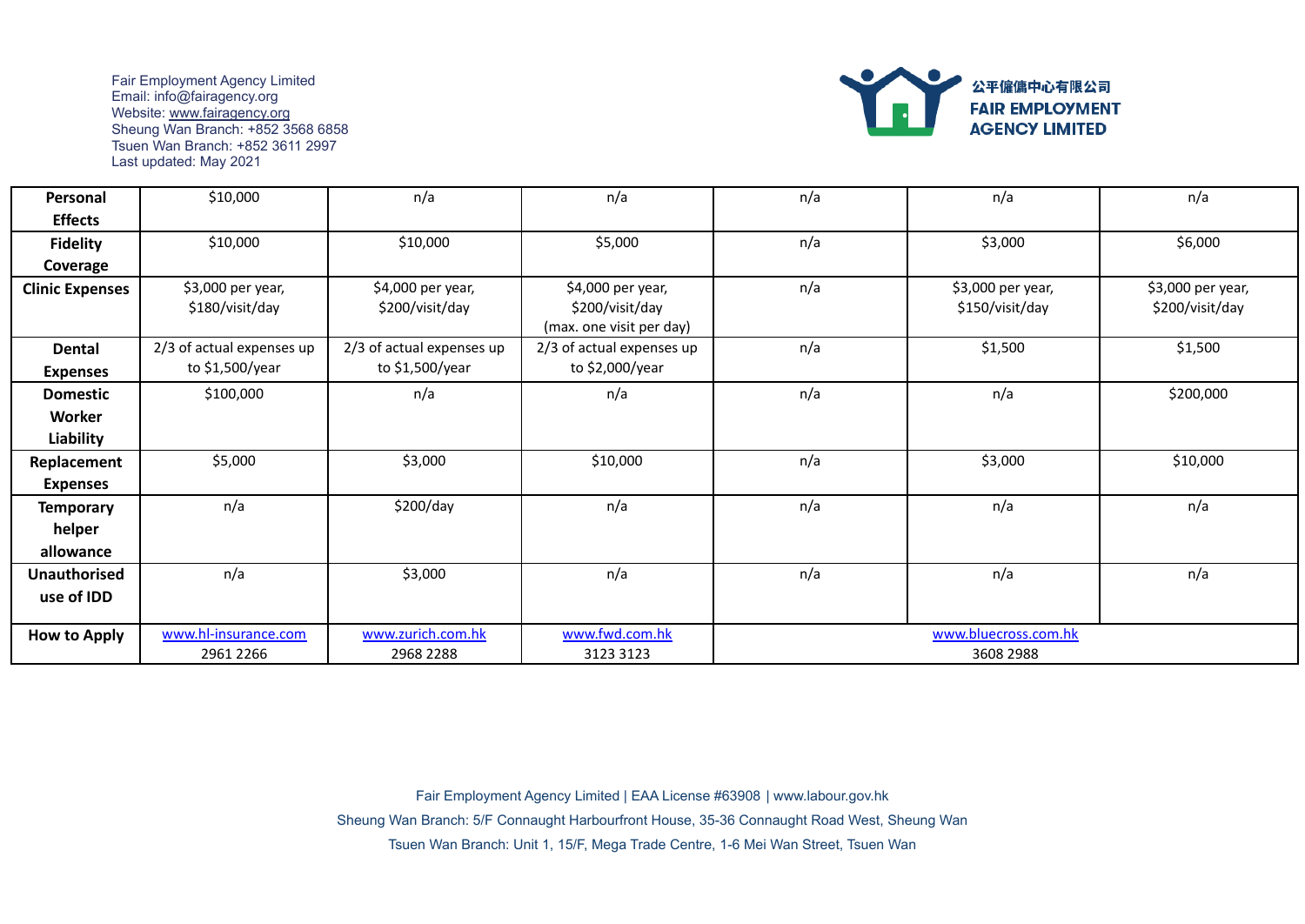Fair Employment Agency Limited
Email: info@fairagency.org
Website: www.fairagency.org
Sheung Wan Branch: +852 3568 6858
Tsuen Wan Branch: +852 3611 2997
Last updated: May 2021

公平僱傭中心有限公司
FAIR EMPLOYMENT AGENCY LIMITED

| | | | | | | |
|---|---|---|---|---|---|---|
| **Personal Effects** | $10,000 | n/a | n/a | n/a | n/a | n/a |
| **Fidelity Coverage** | $10,000 | $10,000 | $5,000 | n/a | $3,000 | $6,000 |
| **Clinic Expenses** | $3,000 per year, $180/visit/day | $4,000 per year, $200/visit/day | $4,000 per year, $200/visit/day (max. one visit per day) | n/a | $3,000 per year, $150/visit/day | $3,000 per year, $200/visit/day |
| **Dental Expenses** | 2/3 of actual expenses up to $1,500/year | 2/3 of actual expenses up to $1,500/year | 2/3 of actual expenses up to $2,000/year | n/a | $1,500 | $1,500 |
| **Domestic Worker Liability** | $100,000 | n/a | n/a | n/a | n/a | $200,000 |
| **Replacement Expenses** | $5,000 | $3,000 | $10,000 | n/a | $3,000 | $10,000 |
| **Temporary helper allowance** | n/a | $200/day | n/a | n/a | n/a | n/a |
| **Unauthorised use of IDD** | n/a | $3,000 | n/a | n/a | n/a | n/a |
| **How to Apply** | www.hl-insurance.com 2961 2266 | www.zurich.com.hk 2968 2288 | www.fwd.com.hk 3123 3123 | www.bluecross.com.hk 3608 2988 | | |

Fair Employment Agency Limited | EAA License #63908 | www.labour.gov.hk
Sheung Wan Branch: 5/F Connaught Harbourfront House, 35-36 Connaught Road West, Sheung Wan
Tsuen Wan Branch: Unit 1, 15/F, Mega Trade Centre, 1-6 Mei Wan Street, Tsuen Wan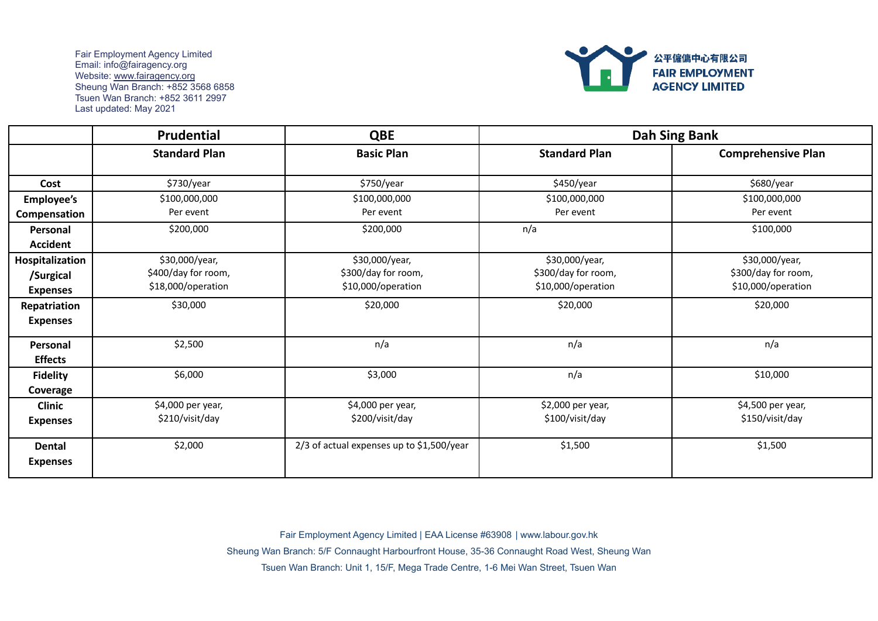Fair Employment Agency Limited
Email: info@fairagency.org
Website: www.fairagency.org
Sheung Wan Branch: +852 3568 6858
Tsuen Wan Branch: +852 3611 2997
Last updated: May 2021

公平僱傭中心有限公司
FAIR EMPLOYMENT AGENCY LIMITED

| | **Prudential** | **QBE** | **Dah Sing Bank** | |
|---|---|---|---|---|
| | **Standard Plan** | **Basic Plan** | **Standard Plan** | **Comprehensive Plan** |
| **Cost** | $730/year | $750/year | $450/year | $680/year |
| **Employee's Compensation** | $100,000,000 Per event | $100,000,000 Per event | $100,000,000 Per event | $100,000,000 Per event |
| **Personal Accident** | $200,000 | $200,000 | n/a | $100,000 |
| **Hospitalization /Surgical Expenses** | $30,000/year, $400/day for room, $18,000/operation | $30,000/year, $300/day for room, $10,000/operation | $30,000/year, $300/day for room, $10,000/operation | $30,000/year, $300/day for room, $10,000/operation |
| **Repatriation Expenses** | $30,000 | $20,000 | $20,000 | $20,000 |
| **Personal Effects** | $2,500 | n/a | n/a | n/a |
| **Fidelity Coverage** | $6,000 | $3,000 | n/a | $10,000 |
| **Clinic Expenses** | $4,000 per year, $210/visit/day | $4,000 per year, $200/visit/day | $2,000 per year, $100/visit/day | $4,500 per year, $150/visit/day |
| **Dental Expenses** | $2,000 | 2/3 of actual expenses up to $1,500/year | $1,500 | $1,500 |

Fair Employment Agency Limited | EAA License #63908 | www.labour.gov.hk
Sheung Wan Branch: 5/F Connaught Harbourfront House, 35-36 Connaught Road West, Sheung Wan
Tsuen Wan Branch: Unit 1, 15/F, Mega Trade Centre, 1-6 Mei Wan Street, Tsuen Wan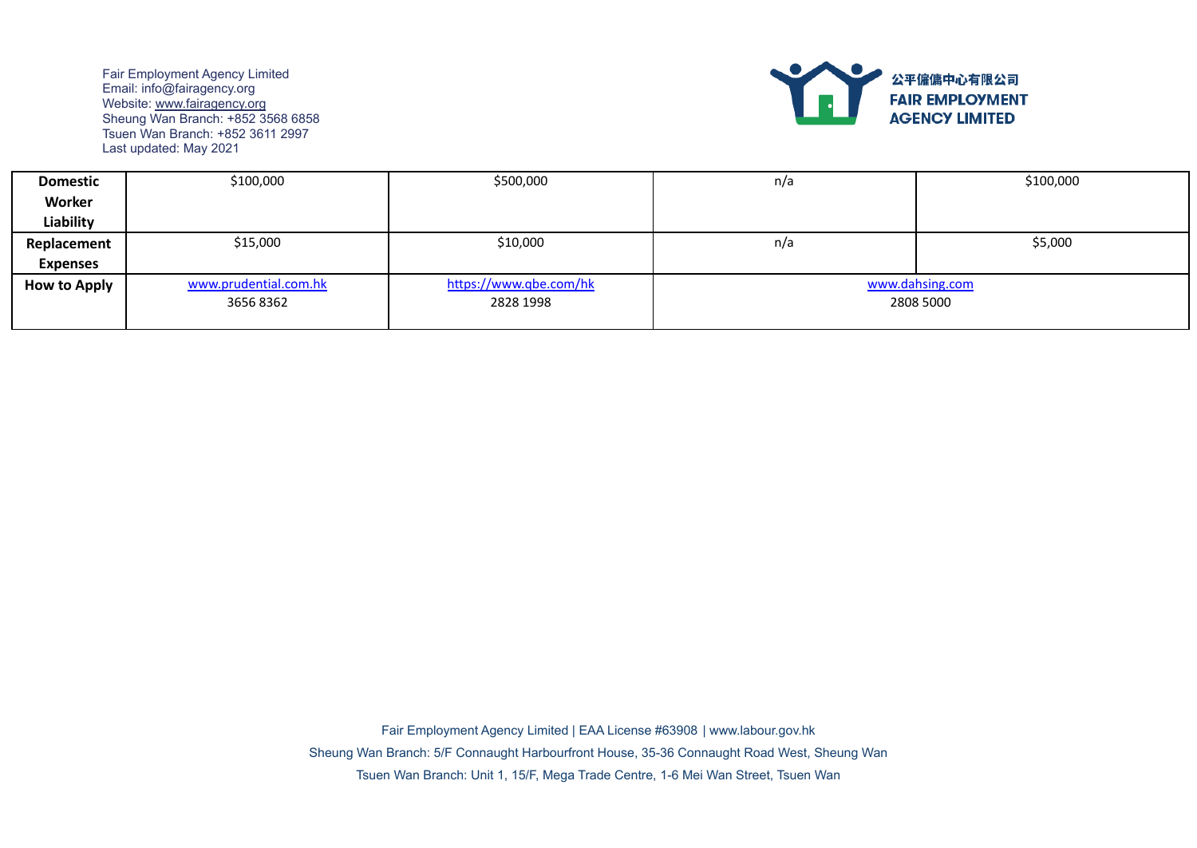| | | | | |
|---|---|---|---|---|
| **Domestic Worker Liability** | $100,000 | $500,000 | n/a | $100,000 |
| **Replacement Expenses** | $15,000 | $10,000 | n/a | $5,000 |
| **How to Apply** | www.prudential.com.hk<br>3656 8362 | https://www.qbe.com/hk<br>2828 1998 | www.dahsing.com<br>2808 5000 | |